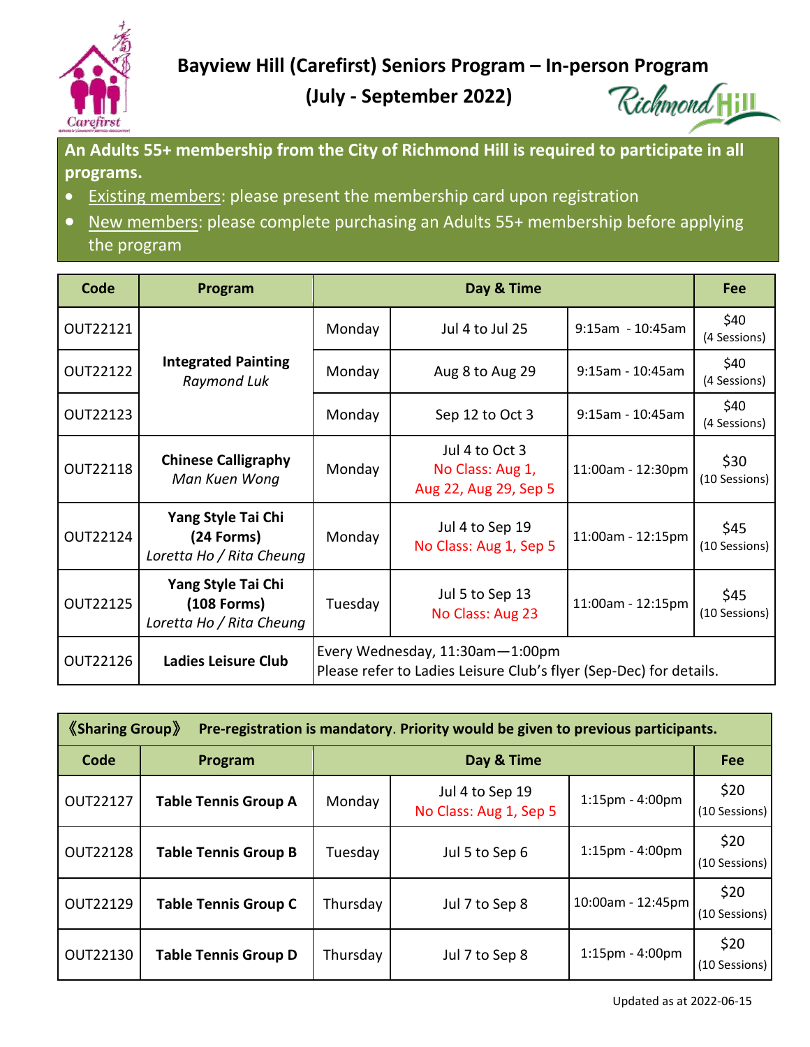# Bayview Hill (Carefirst) Seniors Program – In-person Program

## (July - September 2022)

**An Adults 55+ membership from the City of Richmond Hill is required to participate in all programs.**

- Existing members: please present the membership card upon registration
- New members: please complete purchasing an Adults 55+ membership before applying the program

| Code | Program | Day & Time | | | Fee |
|---|---|---|---|---|---|
| OUT22121 | **Integrated Painting** *Raymond Luk* | Monday | Jul 4 to Jul 25 | 9:15am - 10:45am | $40 (4 Sessions) |
| OUT22122 | | Monday | Aug 8 to Aug 29 | 9:15am - 10:45am | $40 (4 Sessions) |
| OUT22123 | | Monday | Sep 12 to Oct 3 | 9:15am - 10:45am | $40 (4 Sessions) |
| OUT22118 | **Chinese Calligraphy** *Man Kuen Wong* | Monday | Jul 4 to Oct 3 No Class: Aug 1, Aug 22, Aug 29, Sep 5 | 11:00am - 12:30pm | $30 (10 Sessions) |
| OUT22124 | **Yang Style Tai Chi (24 Forms)** *Loretta Ho / Rita Cheung* | Monday | Jul 4 to Sep 19 No Class: Aug 1, Sep 5 | 11:00am - 12:15pm | $45 (10 Sessions) |
| OUT22125 | **Yang Style Tai Chi (108 Forms)** *Loretta Ho / Rita Cheung* | Tuesday | Jul 5 to Sep 13 No Class: Aug 23 | 11:00am - 12:15pm | $45 (10 Sessions) |
| OUT22126 | **Ladies Leisure Club** | Every Wednesday, 11:30am—1:00pm Please refer to Ladies Leisure Club's flyer (Sep-Dec) for details. | | | |

| **《Sharing Group》 Pre-registration is mandatory. Priority would be given to previous participants.** | | | | | |
|---|---|---|---|---|---|
| **Code** | **Program** | **Day & Time** | | | **Fee** |
| OUT22127 | **Table Tennis Group A** | Monday | Jul 4 to Sep 19 No Class: Aug 1, Sep 5 | 1:15pm - 4:00pm | $20 (10 Sessions) |
| OUT22128 | **Table Tennis Group B** | Tuesday | Jul 5 to Sep 6 | 1:15pm - 4:00pm | $20 (10 Sessions) |
| OUT22129 | **Table Tennis Group C** | Thursday | Jul 7 to Sep 8 | 10:00am - 12:45pm | $20 (10 Sessions) |
| OUT22130 | **Table Tennis Group D** | Thursday | Jul 7 to Sep 8 | 1:15pm - 4:00pm | $20 (10 Sessions) |

Updated as at 2022-06-15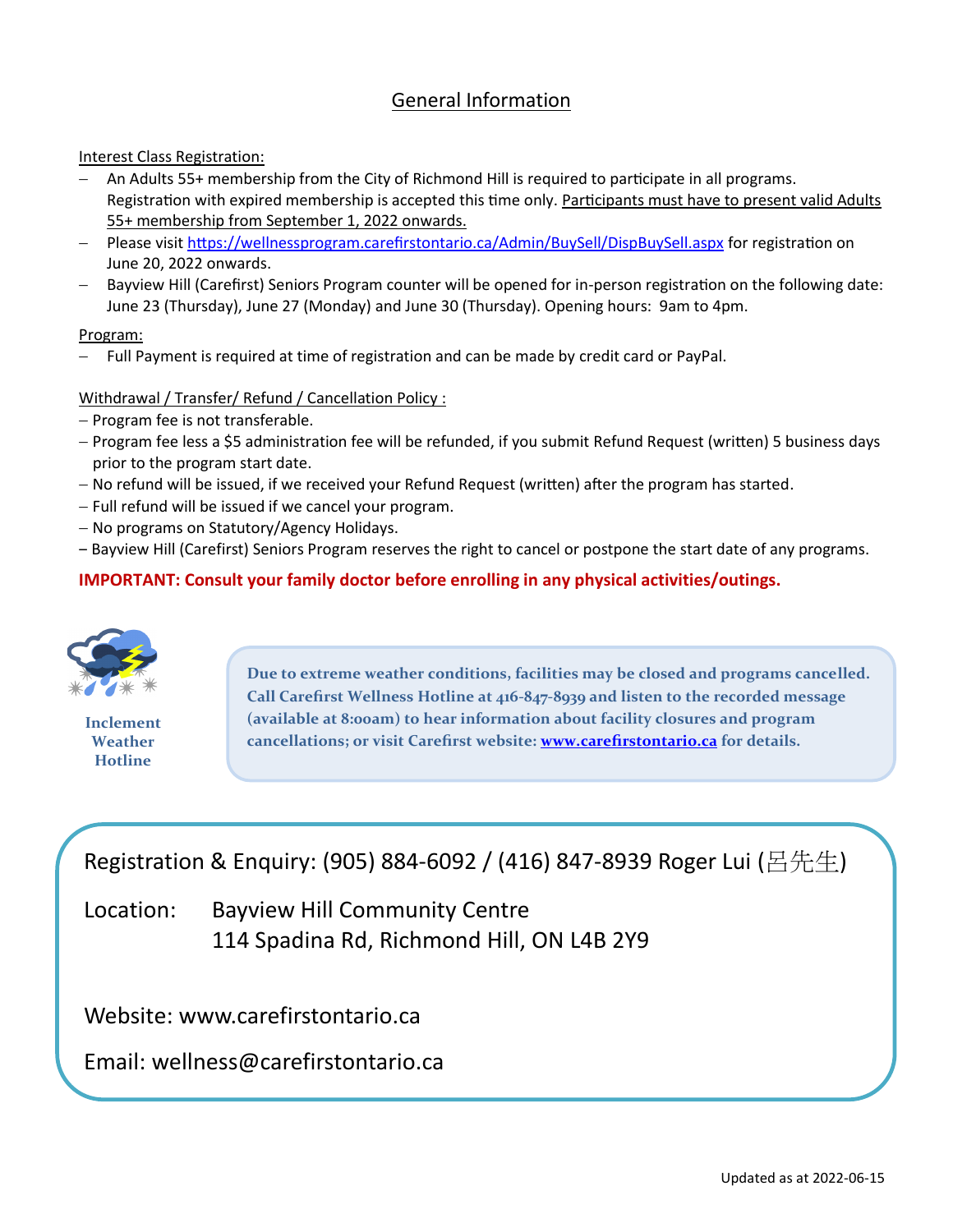## General Information

Interest Class Registration:

- An Adults 55+ membership from the City of Richmond Hill is required to participate in all programs. Registration with expired membership is accepted this time only. Participants must have to present valid Adults 55+ membership from September 1, 2022 onwards.
- Please visit https://wellnessprogram.carefirstontario.ca/Admin/BuySell/DispBuySell.aspx for registration on June 20, 2022 onwards.
- Bayview Hill (Carefirst) Seniors Program counter will be opened for in-person registration on the following date: June 23 (Thursday), June 27 (Monday) and June 30 (Thursday). Opening hours: 9am to 4pm.

Program:

- Full Payment is required at time of registration and can be made by credit card or PayPal.

Withdrawal / Transfer/ Refund / Cancellation Policy :

- Program fee is not transferable.
- Program fee less a $5 administration fee will be refunded, if you submit Refund Request (written) 5 business days prior to the program start date.
- No refund will be issued, if we received your Refund Request (written) after the program has started.
- Full refund will be issued if we cancel your program.
- No programs on Statutory/Agency Holidays.
- Bayview Hill (Carefirst) Seniors Program reserves the right to cancel or postpone the start date of any programs.

**IMPORTANT: Consult your family doctor before enrolling in any physical activities/outings.**

**Inclement Weather Hotline**

**Due to extreme weather conditions, facilities may be closed and programs cancelled. Call Carefirst Wellness Hotline at 416-847-8939 and listen to the recorded message (available at 8:00am) to hear information about facility closures and program cancellations; or visit Carefirst website: www.carefirstontario.ca for details.**

Registration & Enquiry: (905) 884-6092 / (416) 847-8939 Roger Lui (呂先生)

Location: Bayview Hill Community Centre
114 Spadina Rd, Richmond Hill, ON L4B 2Y9

Website: www.carefirstontario.ca

Email: wellness@carefirstontario.ca

Updated as at 2022-06-15